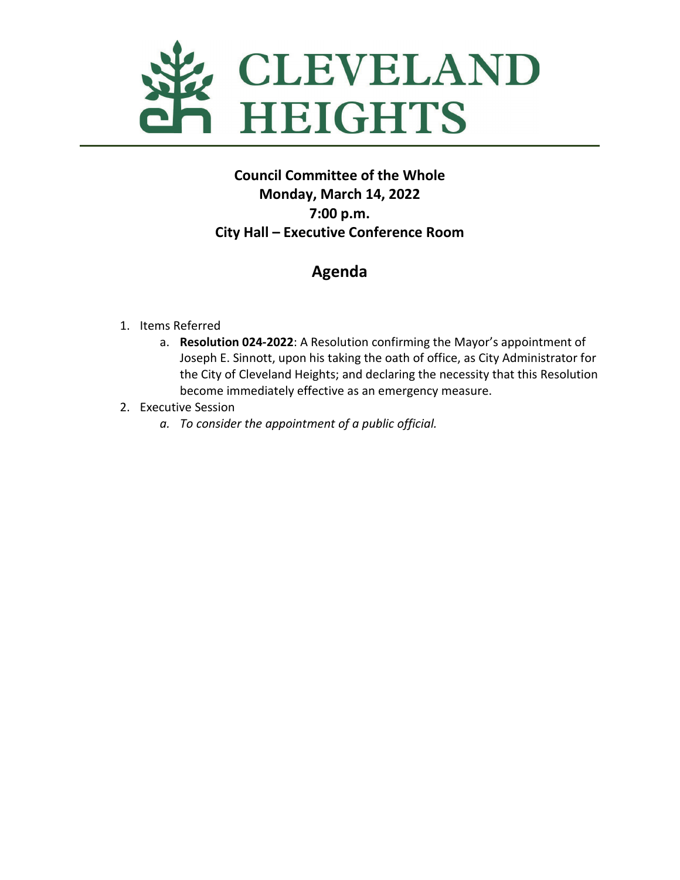# CLEVELAND HEIGHTS

**Council Committee of the Whole**
**Monday, March 14, 2022**
**7:00 p.m.**
**City Hall – Executive Conference Room**

## Agenda

1. Items Referred
   a. **Resolution 024-2022**: A Resolution confirming the Mayor's appointment of Joseph E. Sinnott, upon his taking the oath of office, as City Administrator for the City of Cleveland Heights; and declaring the necessity that this Resolution become immediately effective as an emergency measure.
2. Executive Session
   a. *To consider the appointment of a public official.*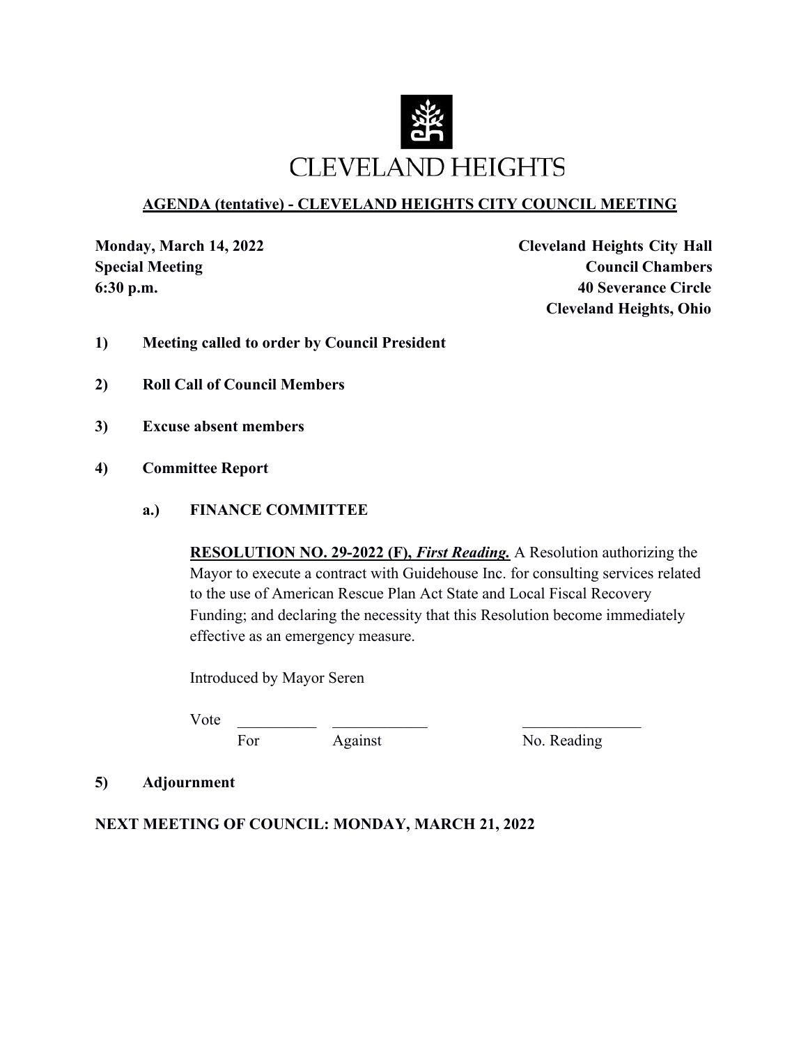# CLEVELAND HEIGHTS

## AGENDA (tentative) - CLEVELAND HEIGHTS CITY COUNCIL MEETING

**Monday, March 14, 2022**
**Special Meeting**
**6:30 p.m.**

**Cleveland Heights City Hall**
**Council Chambers**
**40 Severance Circle**
**Cleveland Heights, Ohio**

**1) Meeting called to order by Council President**

**2) Roll Call of Council Members**

**3) Excuse absent members**

**4) Committee Report**

**a.) FINANCE COMMITTEE**

**RESOLUTION NO. 29-2022 (F), *First Reading.*** A Resolution authorizing the Mayor to execute a contract with Guidehouse Inc. for consulting services related to the use of American Rescue Plan Act State and Local Fiscal Recovery Funding; and declaring the necessity that this Resolution become immediately effective as an emergency measure.

Introduced by Mayor Seren

| Vote | __________ | ____________ | _______________ |
|---|---|---|---|
| | For | Against | No. Reading |

**5) Adjournment**

**NEXT MEETING OF COUNCIL: MONDAY, MARCH 21, 2022**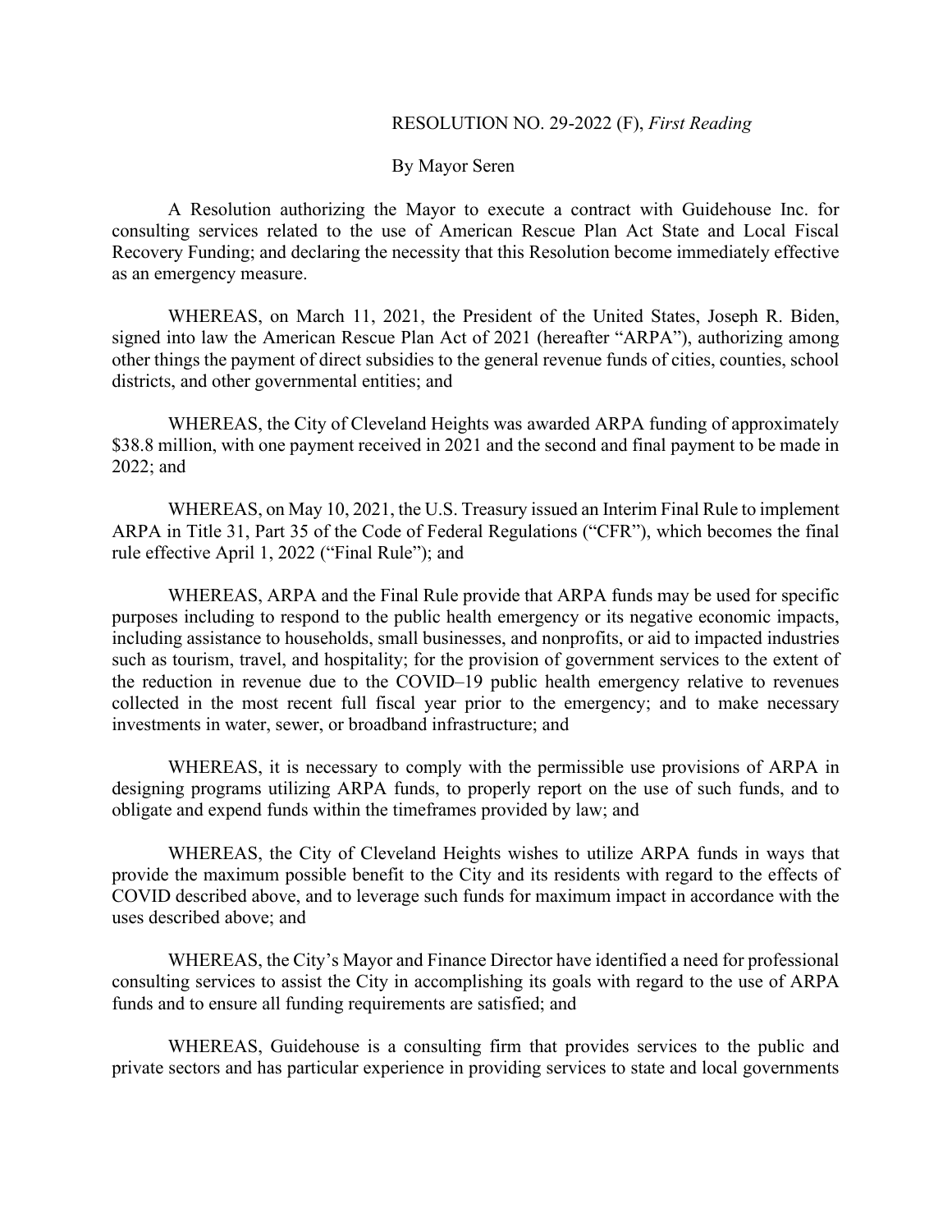RESOLUTION NO. 29-2022 (F), *First Reading*

By Mayor Seren

A Resolution authorizing the Mayor to execute a contract with Guidehouse Inc. for consulting services related to the use of American Rescue Plan Act State and Local Fiscal Recovery Funding; and declaring the necessity that this Resolution become immediately effective as an emergency measure.

WHEREAS, on March 11, 2021, the President of the United States, Joseph R. Biden, signed into law the American Rescue Plan Act of 2021 (hereafter "ARPA"), authorizing among other things the payment of direct subsidies to the general revenue funds of cities, counties, school districts, and other governmental entities; and

WHEREAS, the City of Cleveland Heights was awarded ARPA funding of approximately $38.8 million, with one payment received in 2021 and the second and final payment to be made in 2022; and

WHEREAS, on May 10, 2021, the U.S. Treasury issued an Interim Final Rule to implement ARPA in Title 31, Part 35 of the Code of Federal Regulations ("CFR"), which becomes the final rule effective April 1, 2022 ("Final Rule"); and

WHEREAS, ARPA and the Final Rule provide that ARPA funds may be used for specific purposes including to respond to the public health emergency or its negative economic impacts, including assistance to households, small businesses, and nonprofits, or aid to impacted industries such as tourism, travel, and hospitality; for the provision of government services to the extent of the reduction in revenue due to the COVID–19 public health emergency relative to revenues collected in the most recent full fiscal year prior to the emergency; and to make necessary investments in water, sewer, or broadband infrastructure; and

WHEREAS, it is necessary to comply with the permissible use provisions of ARPA in designing programs utilizing ARPA funds, to properly report on the use of such funds, and to obligate and expend funds within the timeframes provided by law; and

WHEREAS, the City of Cleveland Heights wishes to utilize ARPA funds in ways that provide the maximum possible benefit to the City and its residents with regard to the effects of COVID described above, and to leverage such funds for maximum impact in accordance with the uses described above; and

WHEREAS, the City's Mayor and Finance Director have identified a need for professional consulting services to assist the City in accomplishing its goals with regard to the use of ARPA funds and to ensure all funding requirements are satisfied; and

WHEREAS, Guidehouse is a consulting firm that provides services to the public and private sectors and has particular experience in providing services to state and local governments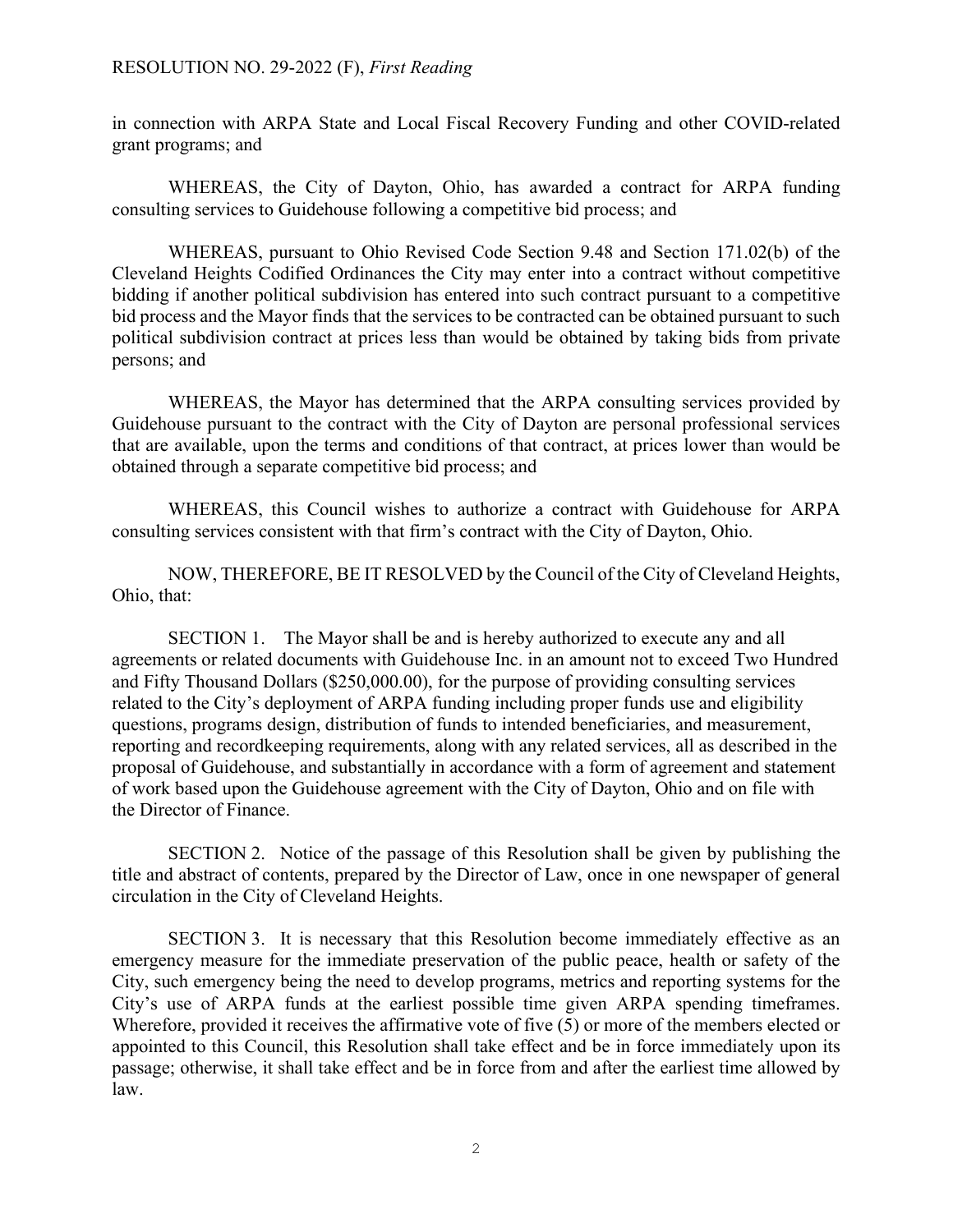in connection with ARPA State and Local Fiscal Recovery Funding and other COVID-related grant programs; and

WHEREAS, the City of Dayton, Ohio, has awarded a contract for ARPA funding consulting services to Guidehouse following a competitive bid process; and

WHEREAS, pursuant to Ohio Revised Code Section 9.48 and Section 171.02(b) of the Cleveland Heights Codified Ordinances the City may enter into a contract without competitive bidding if another political subdivision has entered into such contract pursuant to a competitive bid process and the Mayor finds that the services to be contracted can be obtained pursuant to such political subdivision contract at prices less than would be obtained by taking bids from private persons; and

WHEREAS, the Mayor has determined that the ARPA consulting services provided by Guidehouse pursuant to the contract with the City of Dayton are personal professional services that are available, upon the terms and conditions of that contract, at prices lower than would be obtained through a separate competitive bid process; and

WHEREAS, this Council wishes to authorize a contract with Guidehouse for ARPA consulting services consistent with that firm's contract with the City of Dayton, Ohio.

NOW, THEREFORE, BE IT RESOLVED by the Council of the City of Cleveland Heights, Ohio, that:

SECTION 1. The Mayor shall be and is hereby authorized to execute any and all agreements or related documents with Guidehouse Inc. in an amount not to exceed Two Hundred and Fifty Thousand Dollars ($250,000.00), for the purpose of providing consulting services related to the City's deployment of ARPA funding including proper funds use and eligibility questions, programs design, distribution of funds to intended beneficiaries, and measurement, reporting and recordkeeping requirements, along with any related services, all as described in the proposal of Guidehouse, and substantially in accordance with a form of agreement and statement of work based upon the Guidehouse agreement with the City of Dayton, Ohio and on file with the Director of Finance.

SECTION 2. Notice of the passage of this Resolution shall be given by publishing the title and abstract of contents, prepared by the Director of Law, once in one newspaper of general circulation in the City of Cleveland Heights.

SECTION 3. It is necessary that this Resolution become immediately effective as an emergency measure for the immediate preservation of the public peace, health or safety of the City, such emergency being the need to develop programs, metrics and reporting systems for the City's use of ARPA funds at the earliest possible time given ARPA spending timeframes. Wherefore, provided it receives the affirmative vote of five (5) or more of the members elected or appointed to this Council, this Resolution shall take effect and be in force immediately upon its passage; otherwise, it shall take effect and be in force from and after the earliest time allowed by law.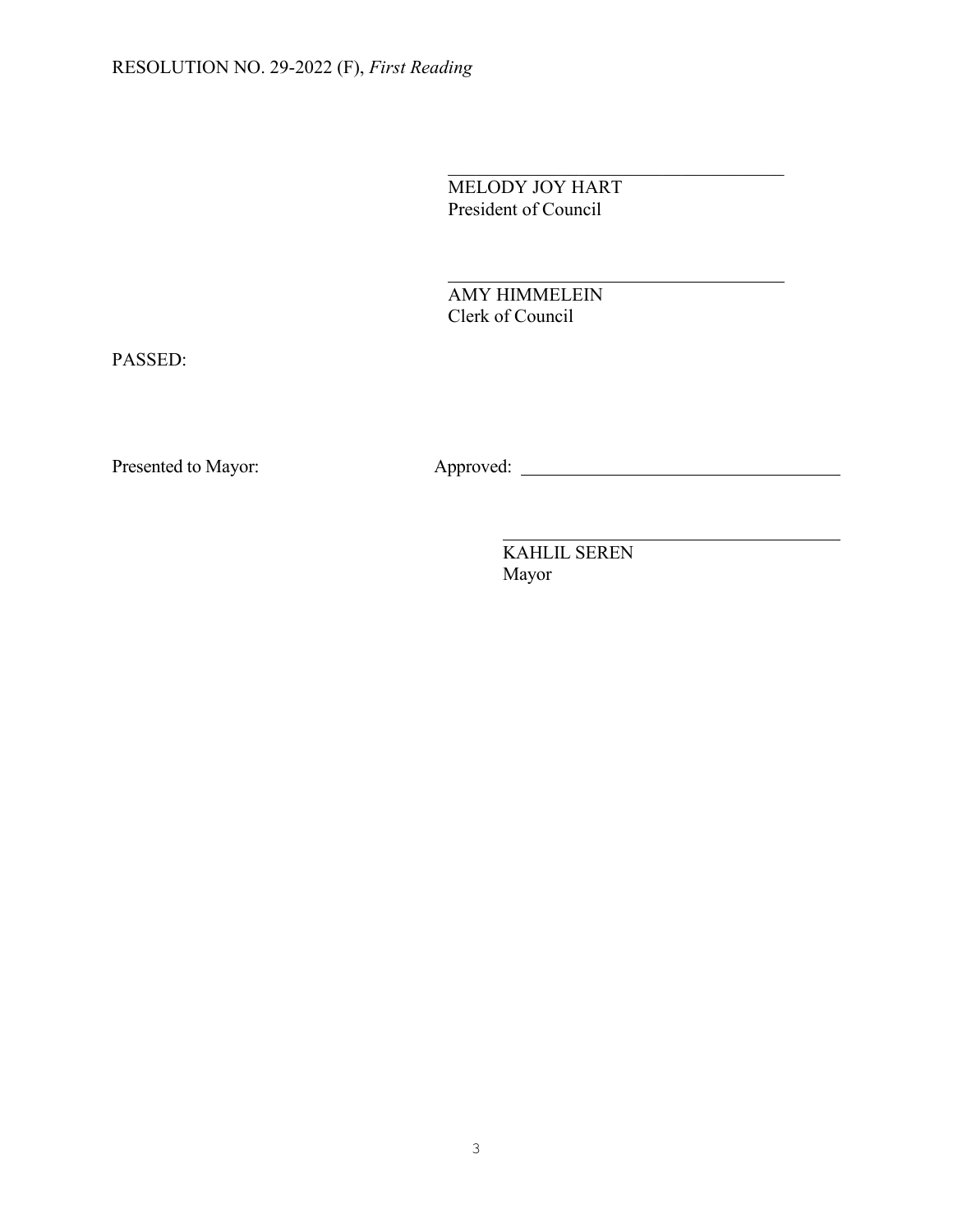RESOLUTION NO. 29-2022 (F), *First Reading*

\_\_\_\_\_\_\_\_\_\_\_\_\_\_\_\_\_\_\_\_\_\_\_\_\_\_\_\_\_\_\_\_\_\_\_\_

MELODY JOY HART
President of Council

\_\_\_\_\_\_\_\_\_\_\_\_\_\_\_\_\_\_\_\_\_\_\_\_\_\_\_\_\_\_\_\_\_\_\_\_

AMY HIMMELEIN
Clerk of Council

PASSED:

Presented to Mayor: Approved: \_\_\_\_\_\_\_\_\_\_\_\_\_\_\_\_\_\_\_\_\_\_\_\_\_\_\_\_\_\_\_\_\_\_\_\_

\_\_\_\_\_\_\_\_\_\_\_\_\_\_\_\_\_\_\_\_\_\_\_\_\_\_\_\_\_\_\_\_\_\_\_\_

KAHLIL SEREN
Mayor